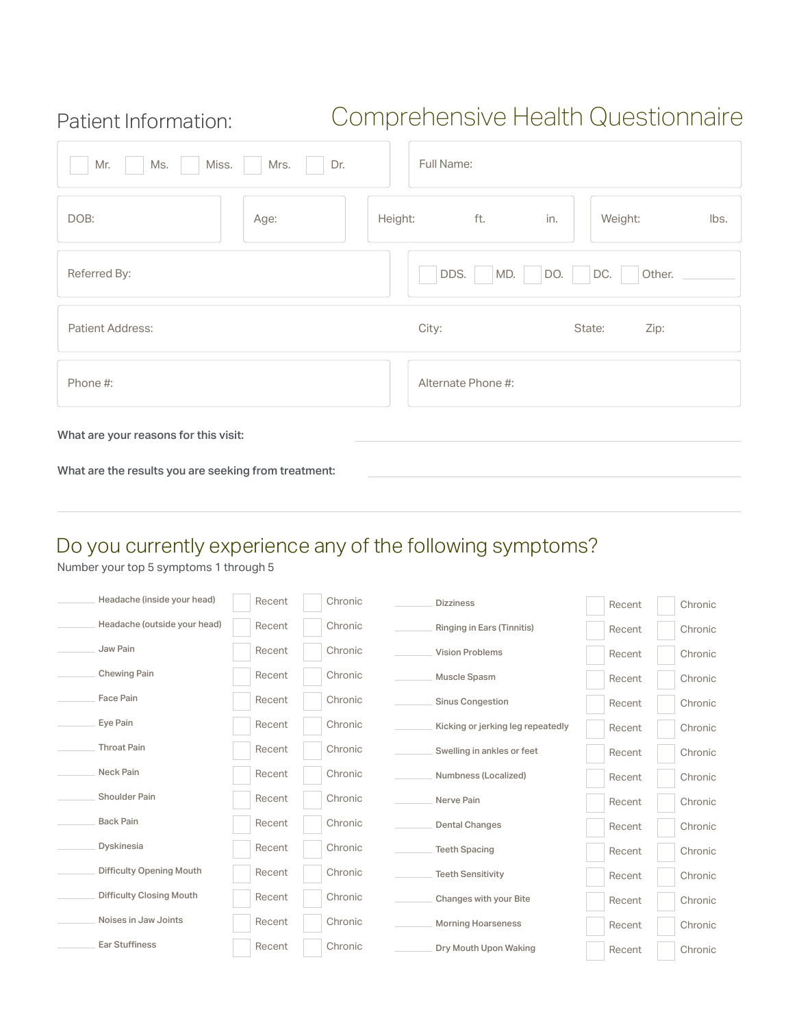# Comprehensive Health Questionnaire

## Patient Information:

☐ Mr. ☐ Ms. ☐ Miss. ☐ Mrs. ☐ Dr.

Full Name:

DOB:

Age:

Height: ft. in.

Weight: lbs.

Referred By:

☐ DDS. ☐ MD. ☐ DO. ☐ DC. ☐ Other. ______

Patient Address:

City:

State:

Zip:

Phone #:

Alternate Phone #:

**What are your reasons for this visit:** ____________________

**What are the results you are seeking from treatment:** ____________________

---

## Do you currently experience any of the following symptoms?

Number your top 5 symptoms 1 through 5

| # | Symptom | Recent | Chronic |
|---|---|---|---|
| ____ | Headache (inside your head) | ☐ Recent | ☐ Chronic |
| ____ | Headache (outside your head) | ☐ Recent | ☐ Chronic |
| ____ | Jaw Pain | ☐ Recent | ☐ Chronic |
| ____ | Chewing Pain | ☐ Recent | ☐ Chronic |
| ____ | Face Pain | ☐ Recent | ☐ Chronic |
| ____ | Eye Pain | ☐ Recent | ☐ Chronic |
| ____ | Throat Pain | ☐ Recent | ☐ Chronic |
| ____ | Neck Pain | ☐ Recent | ☐ Chronic |
| ____ | Shoulder Pain | ☐ Recent | ☐ Chronic |
| ____ | Back Pain | ☐ Recent | ☐ Chronic |
| ____ | Dyskinesia | ☐ Recent | ☐ Chronic |
| ____ | Difficulty Opening Mouth | ☐ Recent | ☐ Chronic |
| ____ | Difficulty Closing Mouth | ☐ Recent | ☐ Chronic |
| ____ | Noises in Jaw Joints | ☐ Recent | ☐ Chronic |
| ____ | Ear Stuffiness | ☐ Recent | ☐ Chronic |
| ____ | Dizziness | ☐ Recent | ☐ Chronic |
| ____ | Ringing in Ears (Tinnitis) | ☐ Recent | ☐ Chronic |
| ____ | Vision Problems | ☐ Recent | ☐ Chronic |
| ____ | Muscle Spasm | ☐ Recent | ☐ Chronic |
| ____ | Sinus Congestion | ☐ Recent | ☐ Chronic |
| ____ | Kicking or jerking leg repeatedly | ☐ Recent | ☐ Chronic |
| ____ | Swelling in ankles or feet | ☐ Recent | ☐ Chronic |
| ____ | Numbness (Localized) | ☐ Recent | ☐ Chronic |
| ____ | Nerve Pain | ☐ Recent | ☐ Chronic |
| ____ | Dental Changes | ☐ Recent | ☐ Chronic |
| ____ | Teeth Spacing | ☐ Recent | ☐ Chronic |
| ____ | Teeth Sensitivity | ☐ Recent | ☐ Chronic |
| ____ | Changes with your Bite | ☐ Recent | ☐ Chronic |
| ____ | Morning Hoarseness | ☐ Recent | ☐ Chronic |
| ____ | Dry Mouth Upon Waking | ☐ Recent | ☐ Chronic |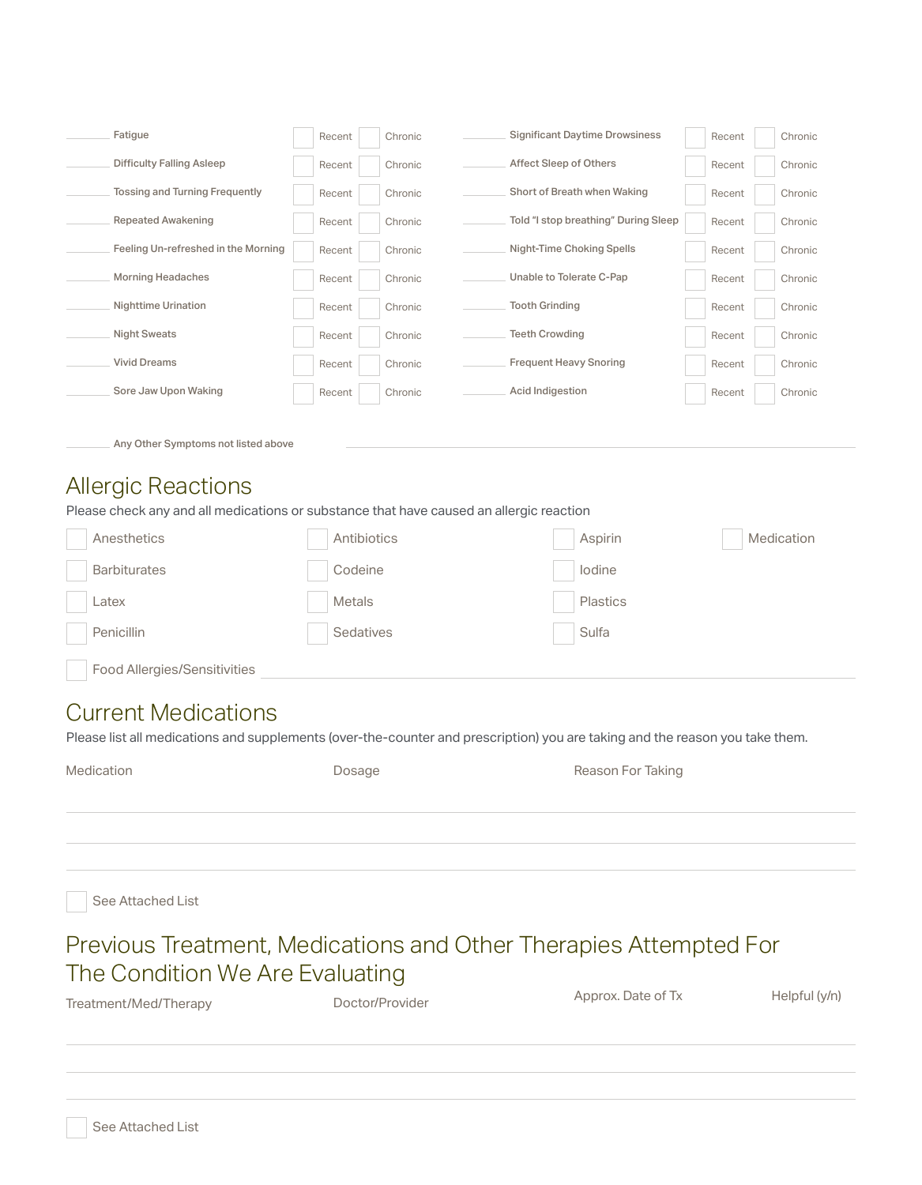| | Symptom | Recent | Chronic | | Symptom | Recent | Chronic |
|---|---|---|---|---|---|---|---|
| ____ | Fatigue | ☐ Recent | ☐ Chronic | ____ | Significant Daytime Drowsiness | ☐ Recent | ☐ Chronic |
| ____ | Difficulty Falling Asleep | ☐ Recent | ☐ Chronic | ____ | Affect Sleep of Others | ☐ Recent | ☐ Chronic |
| ____ | Tossing and Turning Frequently | ☐ Recent | ☐ Chronic | ____ | Short of Breath when Waking | ☐ Recent | ☐ Chronic |
| ____ | Repeated Awakening | ☐ Recent | ☐ Chronic | ____ | Told "I stop breathing" During Sleep | ☐ Recent | ☐ Chronic |
| ____ | Feeling Un-refreshed in the Morning | ☐ Recent | ☐ Chronic | ____ | Night-Time Choking Spells | ☐ Recent | ☐ Chronic |
| ____ | Morning Headaches | ☐ Recent | ☐ Chronic | ____ | Unable to Tolerate C-Pap | ☐ Recent | ☐ Chronic |
| ____ | Nighttime Urination | ☐ Recent | ☐ Chronic | ____ | Tooth Grinding | ☐ Recent | ☐ Chronic |
| ____ | Night Sweats | ☐ Recent | ☐ Chronic | ____ | Teeth Crowding | ☐ Recent | ☐ Chronic |
| ____ | Vivid Dreams | ☐ Recent | ☐ Chronic | ____ | Frequent Heavy Snoring | ☐ Recent | ☐ Chronic |
| ____ | Sore Jaw Upon Waking | ☐ Recent | ☐ Chronic | ____ | Acid Indigestion | ☐ Recent | ☐ Chronic |

____ Any Other Symptoms not listed above ______________________________

## Allergic Reactions

Please check any and all medications or substance that have caused an allergic reaction

- ☐ Anesthetics
- ☐ Antibiotics
- ☐ Aspirin
- ☐ Medication
- ☐ Barbiturates
- ☐ Codeine
- ☐ Iodine
- ☐ Latex
- ☐ Metals
- ☐ Plastics
- ☐ Penicillin
- ☐ Sedatives
- ☐ Sulfa
- ☐ Food Allergies/Sensitivities ______________________________

## Current Medications

Please list all medications and supplements (over-the-counter and prescription) you are taking and the reason you take them.

| Medication | Dosage | Reason For Taking |
|---|---|---|
| | | |
| | | |
| | | |

☐ See Attached List

## Previous Treatment, Medications and Other Therapies Attempted For The Condition We Are Evaluating

| Treatment/Med/Therapy | Doctor/Provider | Approx. Date of Tx | Helpful (y/n) |
|---|---|---|---|
| | | | |
| | | | |

☐ See Attached List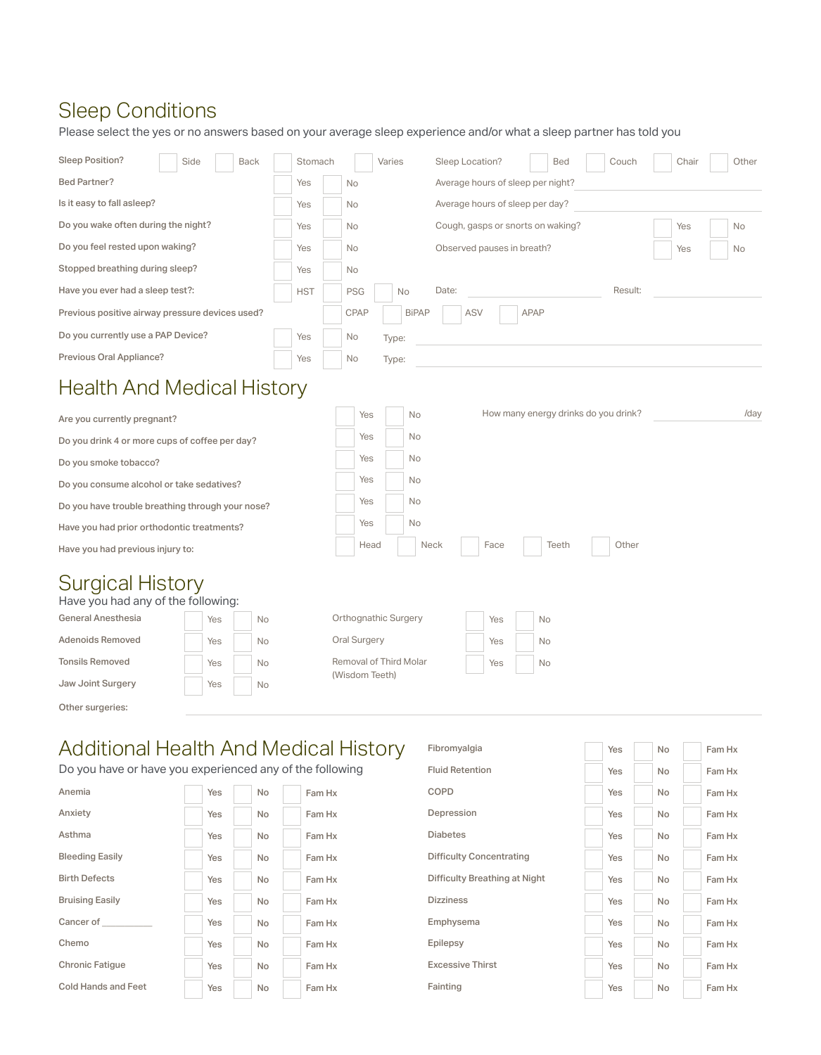## Sleep Conditions

Please select the yes or no answers based on your average sleep experience and/or what a sleep partner has told you

Sleep Position? ☐ Side ☐ Back ☐ Stomach ☐ Varies

Sleep Location? ☐ Bed ☐ Couch ☐ Chair ☐ Other

| Question | | |
|---|---|---|
| Bed Partner? | ☐ Yes | ☐ No |
| Is it easy to fall asleep? | ☐ Yes | ☐ No |
| Do you wake often during the night? | ☐ Yes | ☐ No |
| Do you feel rested upon waking? | ☐ Yes | ☐ No |
| Stopped breathing during sleep? | ☐ Yes | ☐ No |

Average hours of sleep per night? ____________________

Average hours of sleep per day? ____________________

Cough, gasps or snorts on waking? ☐ Yes ☐ No

Observed pauses in breath? ☐ Yes ☐ No

Have you ever had a sleep test?: ☐ HST ☐ PSG ☐ No Date: ____________ Result: ____________

Previous positive airway pressure devices used? ☐ CPAP ☐ BiPAP ☐ ASV ☐ APAP

Do you currently use a PAP Device? ☐ Yes ☐ No Type: ____________________

Previous Oral Appliance? ☐ Yes ☐ No Type: ____________________

## Health And Medical History

| Question | | |
|---|---|---|
| Are you currently pregnant? | ☐ Yes | ☐ No |
| Do you drink 4 or more cups of coffee per day? | ☐ Yes | ☐ No |
| Do you smoke tobacco? | ☐ Yes | ☐ No |
| Do you consume alcohol or take sedatives? | ☐ Yes | ☐ No |
| Do you have trouble breathing through your nose? | ☐ Yes | ☐ No |
| Have you had prior orthodontic treatments? | ☐ Yes | ☐ No |

How many energy drinks do you drink? ____________ /day

Have you had previous injury to: ☐ Head ☐ Neck ☐ Face ☐ Teeth ☐ Other

## Surgical History

Have you had any of the following:

| Surgery | | |
|---|---|---|
| General Anesthesia | ☐ Yes | ☐ No |
| Adenoids Removed | ☐ Yes | ☐ No |
| Tonsils Removed | ☐ Yes | ☐ No |
| Jaw Joint Surgery | ☐ Yes | ☐ No |
| Orthognathic Surgery | ☐ Yes | ☐ No |
| Oral Surgery | ☐ Yes | ☐ No |
| Removal of Third Molar (Wisdom Teeth) | ☐ Yes | ☐ No |

Other surgeries: ________________________________________

## Additional Health And Medical History

Do you have or have you experienced any of the following

| Condition | | | |
|---|---|---|---|
| Anemia | ☐ Yes | ☐ No | ☐ Fam Hx |
| Anxiety | ☐ Yes | ☐ No | ☐ Fam Hx |
| Asthma | ☐ Yes | ☐ No | ☐ Fam Hx |
| Bleeding Easily | ☐ Yes | ☐ No | ☐ Fam Hx |
| Birth Defects | ☐ Yes | ☐ No | ☐ Fam Hx |
| Bruising Easily | ☐ Yes | ☐ No | ☐ Fam Hx |
| Cancer of ___________ | ☐ Yes | ☐ No | ☐ Fam Hx |
| Chemo | ☐ Yes | ☐ No | ☐ Fam Hx |
| Chronic Fatigue | ☐ Yes | ☐ No | ☐ Fam Hx |
| Cold Hands and Feet | ☐ Yes | ☐ No | ☐ Fam Hx |
| Fibromyalgia | ☐ Yes | ☐ No | ☐ Fam Hx |
| Fluid Retention | ☐ Yes | ☐ No | ☐ Fam Hx |
| COPD | ☐ Yes | ☐ No | ☐ Fam Hx |
| Depression | ☐ Yes | ☐ No | ☐ Fam Hx |
| Diabetes | ☐ Yes | ☐ No | ☐ Fam Hx |
| Difficulty Concentrating | ☐ Yes | ☐ No | ☐ Fam Hx |
| Difficulty Breathing at Night | ☐ Yes | ☐ No | ☐ Fam Hx |
| Dizziness | ☐ Yes | ☐ No | ☐ Fam Hx |
| Emphysema | ☐ Yes | ☐ No | ☐ Fam Hx |
| Epilepsy | ☐ Yes | ☐ No | ☐ Fam Hx |
| Excessive Thirst | ☐ Yes | ☐ No | ☐ Fam Hx |
| Fainting | ☐ Yes | ☐ No | ☐ Fam Hx |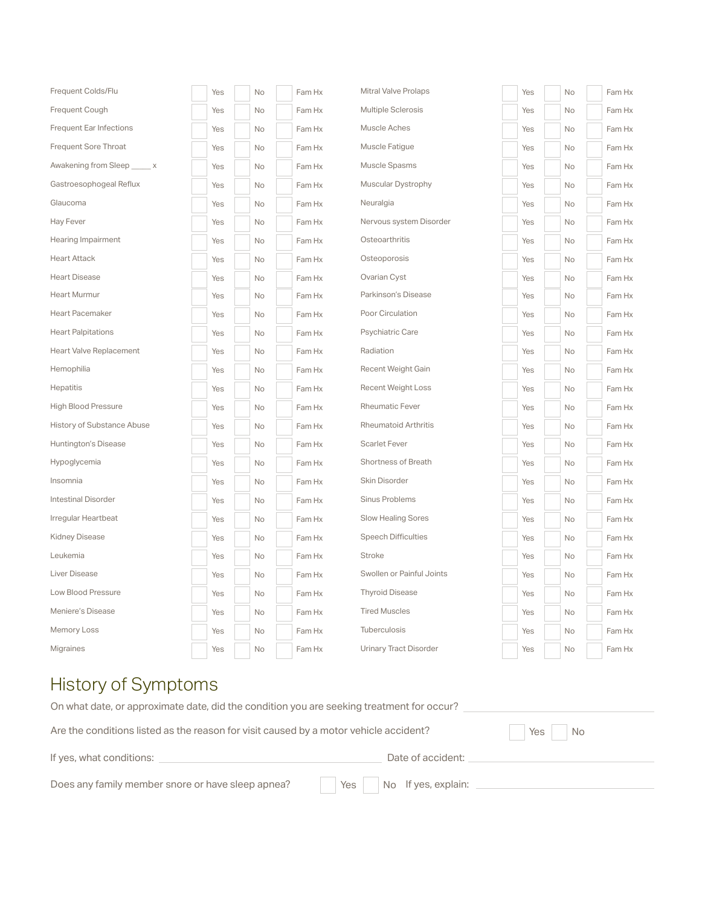| Condition | Yes | No | Fam Hx | Condition | Yes | No | Fam Hx |
|---|---|---|---|---|---|---|---|
| Frequent Colds/Flu | ☐ Yes | ☐ No | ☐ Fam Hx | Mitral Valve Prolaps | ☐ Yes | ☐ No | ☐ Fam Hx |
| Frequent Cough | ☐ Yes | ☐ No | ☐ Fam Hx | Multiple Sclerosis | ☐ Yes | ☐ No | ☐ Fam Hx |
| Frequent Ear Infections | ☐ Yes | ☐ No | ☐ Fam Hx | Muscle Aches | ☐ Yes | ☐ No | ☐ Fam Hx |
| Frequent Sore Throat | ☐ Yes | ☐ No | ☐ Fam Hx | Muscle Fatigue | ☐ Yes | ☐ No | ☐ Fam Hx |
| Awakening from Sleep _____ x | ☐ Yes | ☐ No | ☐ Fam Hx | Muscle Spasms | ☐ Yes | ☐ No | ☐ Fam Hx |
| Gastroesophogeal Reflux | ☐ Yes | ☐ No | ☐ Fam Hx | Muscular Dystrophy | ☐ Yes | ☐ No | ☐ Fam Hx |
| Glaucoma | ☐ Yes | ☐ No | ☐ Fam Hx | Neuralgia | ☐ Yes | ☐ No | ☐ Fam Hx |
| Hay Fever | ☐ Yes | ☐ No | ☐ Fam Hx | Nervous system Disorder | ☐ Yes | ☐ No | ☐ Fam Hx |
| Hearing Impairment | ☐ Yes | ☐ No | ☐ Fam Hx | Osteoarthritis | ☐ Yes | ☐ No | ☐ Fam Hx |
| Heart Attack | ☐ Yes | ☐ No | ☐ Fam Hx | Osteoporosis | ☐ Yes | ☐ No | ☐ Fam Hx |
| Heart Disease | ☐ Yes | ☐ No | ☐ Fam Hx | Ovarian Cyst | ☐ Yes | ☐ No | ☐ Fam Hx |
| Heart Murmur | ☐ Yes | ☐ No | ☐ Fam Hx | Parkinson's Disease | ☐ Yes | ☐ No | ☐ Fam Hx |
| Heart Pacemaker | ☐ Yes | ☐ No | ☐ Fam Hx | Poor Circulation | ☐ Yes | ☐ No | ☐ Fam Hx |
| Heart Palpitations | ☐ Yes | ☐ No | ☐ Fam Hx | Psychiatric Care | ☐ Yes | ☐ No | ☐ Fam Hx |
| Heart Valve Replacement | ☐ Yes | ☐ No | ☐ Fam Hx | Radiation | ☐ Yes | ☐ No | ☐ Fam Hx |
| Hemophilia | ☐ Yes | ☐ No | ☐ Fam Hx | Recent Weight Gain | ☐ Yes | ☐ No | ☐ Fam Hx |
| Hepatitis | ☐ Yes | ☐ No | ☐ Fam Hx | Recent Weight Loss | ☐ Yes | ☐ No | ☐ Fam Hx |
| High Blood Pressure | ☐ Yes | ☐ No | ☐ Fam Hx | Rheumatic Fever | ☐ Yes | ☐ No | ☐ Fam Hx |
| History of Substance Abuse | ☐ Yes | ☐ No | ☐ Fam Hx | Rheumatoid Arthritis | ☐ Yes | ☐ No | ☐ Fam Hx |
| Huntington's Disease | ☐ Yes | ☐ No | ☐ Fam Hx | Scarlet Fever | ☐ Yes | ☐ No | ☐ Fam Hx |
| Hypoglycemia | ☐ Yes | ☐ No | ☐ Fam Hx | Shortness of Breath | ☐ Yes | ☐ No | ☐ Fam Hx |
| Insomnia | ☐ Yes | ☐ No | ☐ Fam Hx | Skin Disorder | ☐ Yes | ☐ No | ☐ Fam Hx |
| Intestinal Disorder | ☐ Yes | ☐ No | ☐ Fam Hx | Sinus Problems | ☐ Yes | ☐ No | ☐ Fam Hx |
| Irregular Heartbeat | ☐ Yes | ☐ No | ☐ Fam Hx | Slow Healing Sores | ☐ Yes | ☐ No | ☐ Fam Hx |
| Kidney Disease | ☐ Yes | ☐ No | ☐ Fam Hx | Speech Difficulties | ☐ Yes | ☐ No | ☐ Fam Hx |
| Leukemia | ☐ Yes | ☐ No | ☐ Fam Hx | Stroke | ☐ Yes | ☐ No | ☐ Fam Hx |
| Liver Disease | ☐ Yes | ☐ No | ☐ Fam Hx | Swollen or Painful Joints | ☐ Yes | ☐ No | ☐ Fam Hx |
| Low Blood Pressure | ☐ Yes | ☐ No | ☐ Fam Hx | Thyroid Disease | ☐ Yes | ☐ No | ☐ Fam Hx |
| Meniere's Disease | ☐ Yes | ☐ No | ☐ Fam Hx | Tired Muscles | ☐ Yes | ☐ No | ☐ Fam Hx |
| Memory Loss | ☐ Yes | ☐ No | ☐ Fam Hx | Tuberculosis | ☐ Yes | ☐ No | ☐ Fam Hx |
| Migraines | ☐ Yes | ☐ No | ☐ Fam Hx | Urinary Tract Disorder | ☐ Yes | ☐ No | ☐ Fam Hx |

## History of Symptoms

On what date, or approximate date, did the condition you are seeking treatment for occur? ______________________

Are the conditions listed as the reason for visit caused by a motor vehicle accident? ☐ Yes ☐ No

If yes, what conditions: ______________________ Date of accident: ______________________

Does any family member snore or have sleep apnea? ☐ Yes ☐ No If yes, explain: ______________________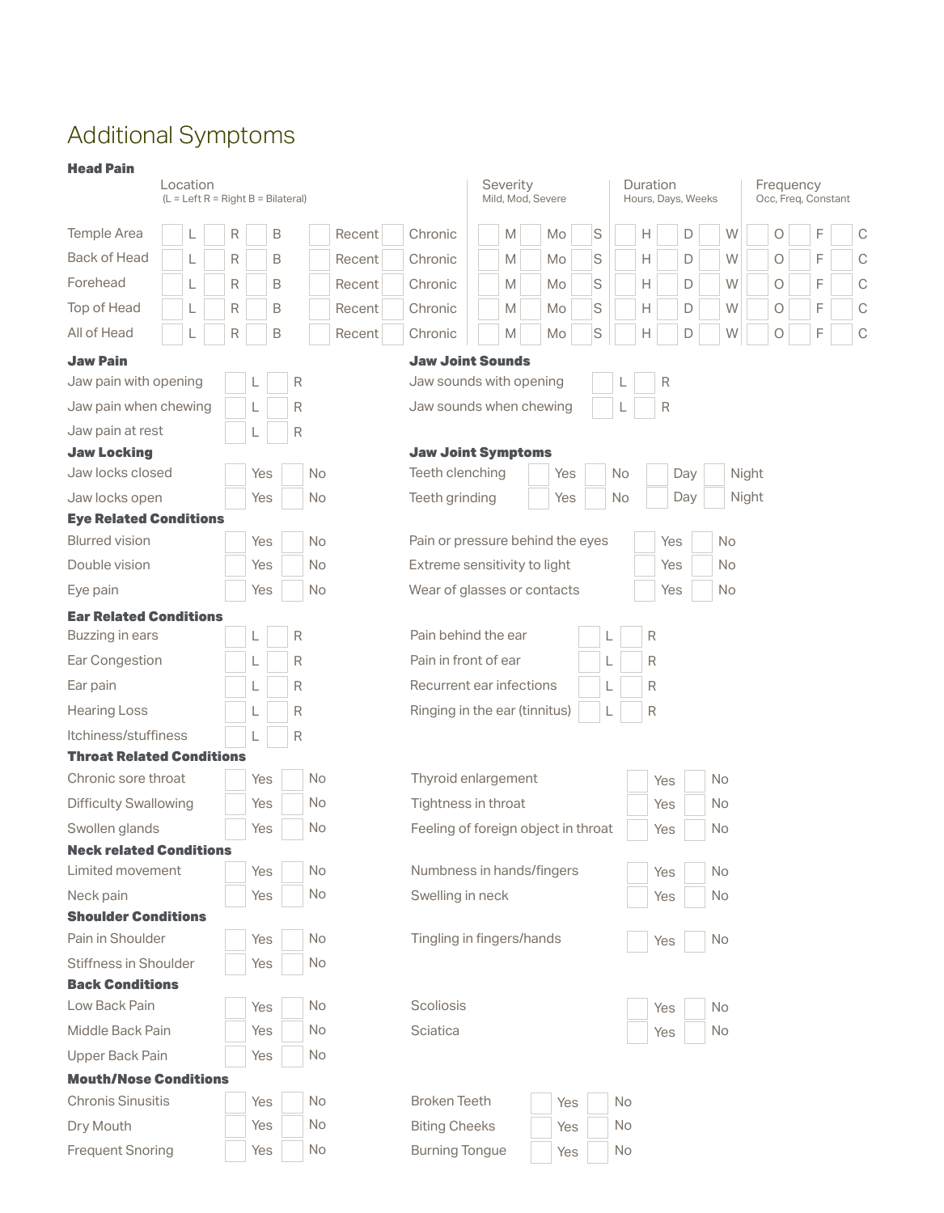## Additional Symptoms

**Head Pain**

| | Location (L = Left R = Right B = Bilateral) | | | | | Severity Mild, Mod, Severe | | | Duration Hours, Days, Weeks | | | Frequency Occ, Freq, Constant | | |
|---|---|---|---|---|---|---|---|---|---|---|---|---|---|---|
| Temple Area | L | R | B | Recent | Chronic | M | Mo | S | H | D | W | O | F | C |
| Back of Head | L | R | B | Recent | Chronic | M | Mo | S | H | D | W | O | F | C |
| Forehead | L | R | B | Recent | Chronic | M | Mo | S | H | D | W | O | F | C |
| Top of Head | L | R | B | Recent | Chronic | M | Mo | S | H | D | W | O | F | C |
| All of Head | L | R | B | Recent | Chronic | M | Mo | S | H | D | W | O | F | C |

**Jaw Pain**

| | | |
|---|---|---|
| Jaw pain with opening | L | R |
| Jaw pain when chewing | L | R |
| Jaw pain at rest | L | R |

**Jaw Joint Sounds**

| | | |
|---|---|---|
| Jaw sounds with opening | L | R |
| Jaw sounds when chewing | L | R |

**Jaw Locking**

| | | |
|---|---|---|
| Jaw locks closed | Yes | No |
| Jaw locks open | Yes | No |

**Jaw Joint Symptoms**

| | | | | |
|---|---|---|---|---|
| Teeth clenching | Yes | No | Day | Night |
| Teeth grinding | Yes | No | Day | Night |

**Eye Related Conditions**

| | | |
|---|---|---|
| Blurred vision | Yes | No |
| Double vision | Yes | No |
| Eye pain | Yes | No |
| Pain or pressure behind the eyes | Yes | No |
| Extreme sensitivity to light | Yes | No |
| Wear of glasses or contacts | Yes | No |

**Ear Related Conditions**

| | | |
|---|---|---|
| Buzzing in ears | L | R |
| Ear Congestion | L | R |
| Ear pain | L | R |
| Hearing Loss | L | R |
| Itchiness/stuffiness | L | R |
| Pain behind the ear | L | R |
| Pain in front of ear | L | R |
| Recurrent ear infections | L | R |
| Ringing in the ear (tinnitus) | L | R |

**Throat Related Conditions**

| | | |
|---|---|---|
| Chronic sore throat | Yes | No |
| Difficulty Swallowing | Yes | No |
| Swollen glands | Yes | No |
| Thyroid enlargement | Yes | No |
| Tightness in throat | Yes | No |
| Feeling of foreign object in throat | Yes | No |

**Neck related Conditions**

| | | |
|---|---|---|
| Limited movement | Yes | No |
| Neck pain | Yes | No |
| Numbness in hands/fingers | Yes | No |
| Swelling in neck | Yes | No |

**Shoulder Conditions**

| | | |
|---|---|---|
| Pain in Shoulder | Yes | No |
| Stiffness in Shoulder | Yes | No |
| Tingling in fingers/hands | Yes | No |

**Back Conditions**

| | | |
|---|---|---|
| Low Back Pain | Yes | No |
| Middle Back Pain | Yes | No |
| Upper Back Pain | Yes | No |
| Scoliosis | Yes | No |
| Sciatica | Yes | No |

**Mouth/Nose Conditions**

| | | |
|---|---|---|
| Chronis Sinusitis | Yes | No |
| Dry Mouth | Yes | No |
| Frequent Snoring | Yes | No |
| Broken Teeth | Yes | No |
| Biting Cheeks | Yes | No |
| Burning Tongue | Yes | No |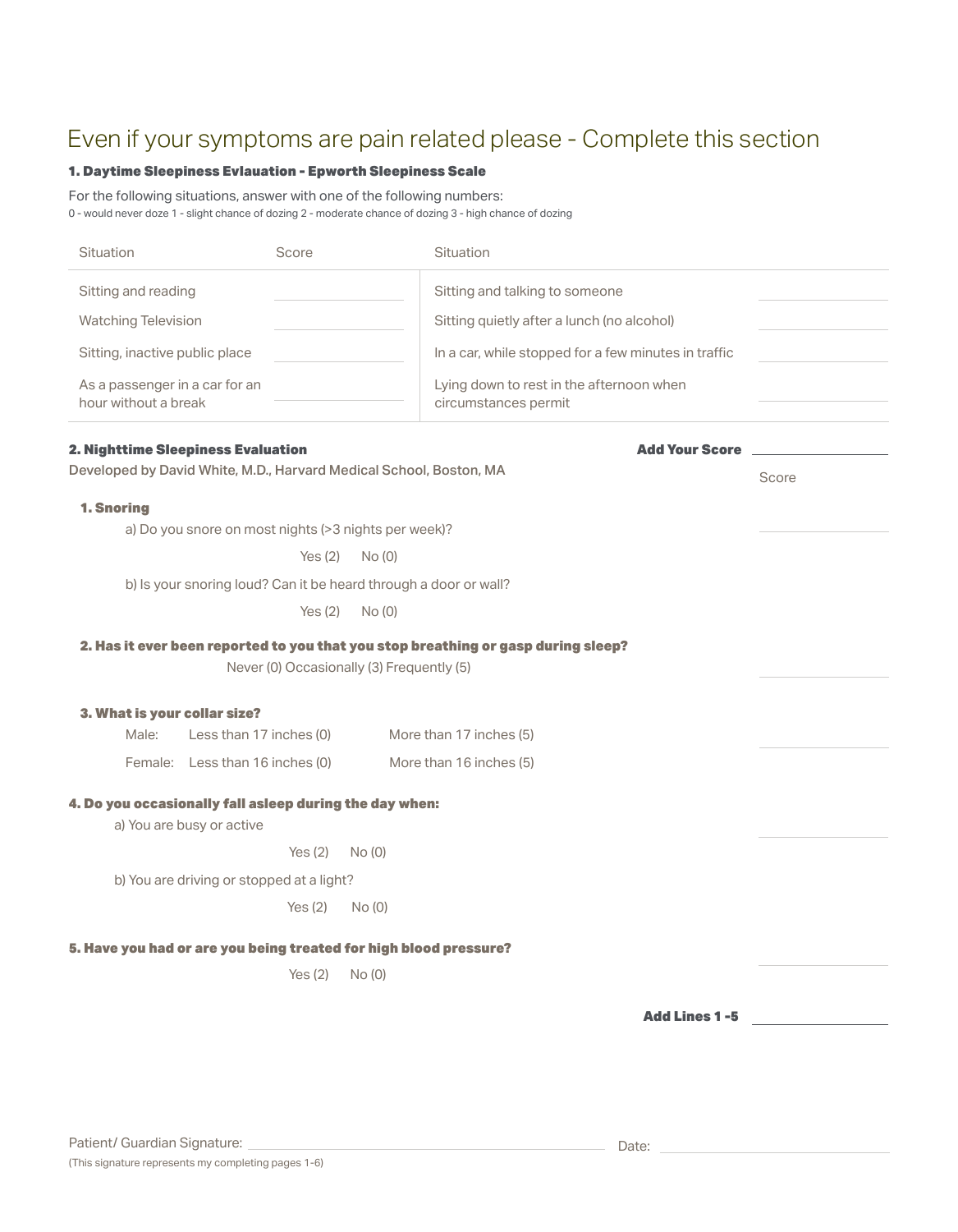# Even if your symptoms are pain related please - Complete this section

**1. Daytime Sleepiness Evlauation - Epworth Sleepiness Scale**

For the following situations, answer with one of the following numbers:

0 - would never doze 1 - slight chance of dozing 2 - moderate chance of dozing 3 - high chance of dozing

| Situation | Score | Situation | |
|---|---|---|---|
| Sitting and reading | | Sitting and talking to someone | |
| Watching Television | | Sitting quietly after a lunch (no alcohol) | |
| Sitting, inactive public place | | In a car, while stopped for a few minutes in traffic | |
| As a passenger in a car for an hour without a break | | Lying down to rest in the afternoon when circumstances permit | |

**Add Your Score** ________

**2. Nighttime Sleepiness Evaluation**

Developed by David White, M.D., Harvard Medical School, Boston, MA

Score

**1. Snoring**

a) Do you snore on most nights (>3 nights per week)? ________

Yes (2) No (0)

b) Is your snoring loud? Can it be heard through a door or wall?

Yes (2) No (0)

**2. Has it ever been reported to you that you stop breathing or gasp during sleep?**

Never (0) Occasionally (3) Frequently (5) ________

**3. What is your collar size?**

Male: Less than 17 inches (0) More than 17 inches (5) ________

Female: Less than 16 inches (0) More than 16 inches (5)

**4. Do you occasionally fall asleep during the day when:**

a) You are busy or active ________

Yes (2) No (0)

b) You are driving or stopped at a light?

Yes (2) No (0)

**5. Have you had or are you being treated for high blood pressure?** ________

Yes (2) No (0)

**Add Lines 1 -5** ________

Patient/ Guardian Signature: ________ Date: ________

(This signature represents my completing pages 1-6)